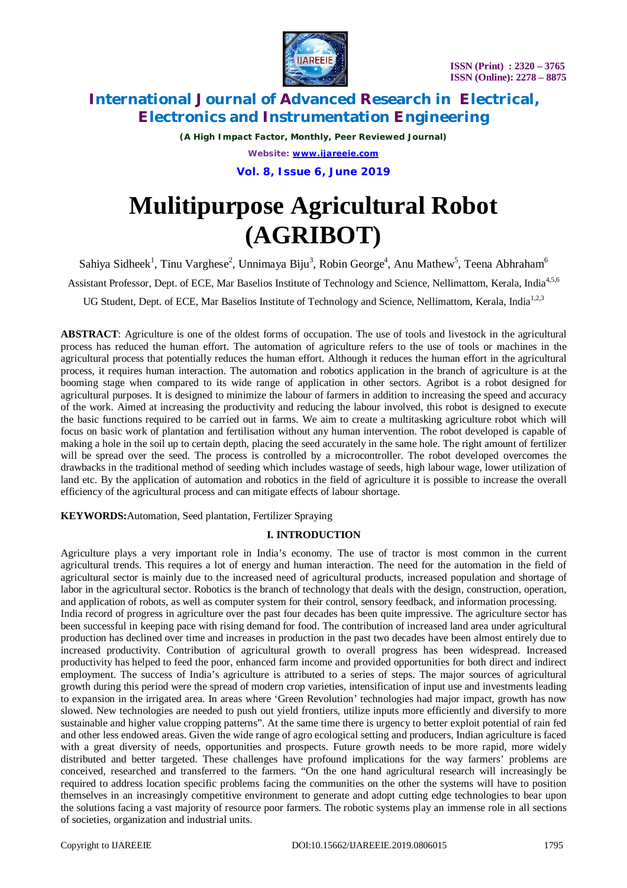# Mulitipurpose Agricultural Robot (AGRIBOT)

Sahiya Sidheek[1], Tinu Varghese[2], Unnimaya Biju[3], Robin George[4], Anu Mathew[5], Teena Abhraham[6]

Assistant Professor, Dept. of ECE, Mar Baselios Institute of Technology and Science, Nellimattom, Kerala, India[4,5,6]

UG Student, Dept. of ECE, Mar Baselios Institute of Technology and Science, Nellimattom, Kerala, India[1,2,3]

**ABSTRACT**: Agriculture is one of the oldest forms of occupation. The use of tools and livestock in the agricultural process has reduced the human effort. The automation of agriculture refers to the use of tools or machines in the agricultural process that potentially reduces the human effort. Although it reduces the human effort in the agricultural process, it requires human interaction. The automation and robotics application in the branch of agriculture is at the booming stage when compared to its wide range of application in other sectors. Agribot is a robot designed for agricultural purposes. It is designed to minimize the labour of farmers in addition to increasing the speed and accuracy of the work. Aimed at increasing the productivity and reducing the labour involved, this robot is designed to execute the basic functions required to be carried out in farms. We aim to create a multitasking agriculture robot which will focus on basic work of plantation and fertilisation without any human intervention. The robot developed is capable of making a hole in the soil up to certain depth, placing the seed accurately in the same hole. The right amount of fertilizer will be spread over the seed. The process is controlled by a microcontroller. The robot developed overcomes the drawbacks in the traditional method of seeding which includes wastage of seeds, high labour wage, lower utilization of land etc. By the application of automation and robotics in the field of agriculture it is possible to increase the overall efficiency of the agricultural process and can mitigate effects of labour shortage.

**KEYWORDS:** Automation, Seed plantation, Fertilizer Spraying

## I. INTRODUCTION

Agriculture plays a very important role in India's economy. The use of tractor is most common in the current agricultural trends. This requires a lot of energy and human interaction. The need for the automation in the field of agricultural sector is mainly due to the increased need of agricultural products, increased population and shortage of labor in the agricultural sector. Robotics is the branch of technology that deals with the design, construction, operation, and application of robots, as well as computer system for their control, sensory feedback, and information processing.

India record of progress in agriculture over the past four decades has been quite impressive. The agriculture sector has been successful in keeping pace with rising demand for food. The contribution of increased land area under agricultural production has declined over time and increases in production in the past two decades have been almost entirely due to increased productivity. Contribution of agricultural growth to overall progress has been widespread. Increased productivity has helped to feed the poor, enhanced farm income and provided opportunities for both direct and indirect employment. The success of India's agriculture is attributed to a series of steps. The major sources of agricultural growth during this period were the spread of modern crop varieties, intensification of input use and investments leading to expansion in the irrigated area. In areas where 'Green Revolution' technologies had major impact, growth has now slowed. New technologies are needed to push out yield frontiers, utilize inputs more efficiently and diversify to more sustainable and higher value cropping patterns". At the same time there is urgency to better exploit potential of rain fed and other less endowed areas. Given the wide range of agro ecological setting and producers, Indian agriculture is faced with a great diversity of needs, opportunities and prospects. Future growth needs to be more rapid, more widely distributed and better targeted. These challenges have profound implications for the way farmers' problems are conceived, researched and transferred to the farmers. "On the one hand agricultural research will increasingly be required to address location specific problems facing the communities on the other the systems will have to position themselves in an increasingly competitive environment to generate and adopt cutting edge technologies to bear upon the solutions facing a vast majority of resource poor farmers. The robotic systems play an immense role in all sections of societies, organization and industrial units.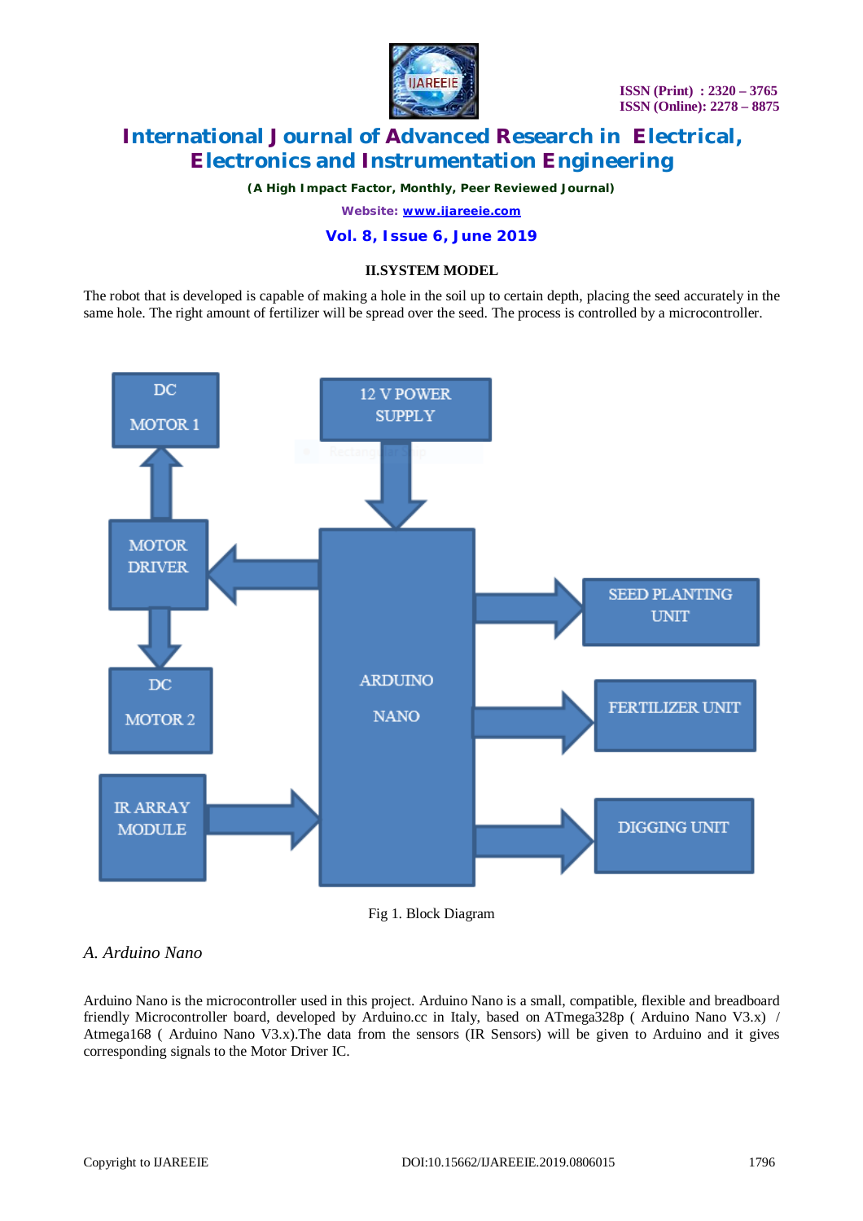## II.SYSTEM MODEL

The robot that is developed is capable of making a hole in the soil up to certain depth, placing the seed accurately in the same hole. The right amount of fertilizer will be spread over the seed. The process is controlled by a microcontroller.

Fig 1. Block Diagram

### *A. Arduino Nano*

Arduino Nano is the microcontroller used in this project. Arduino Nano is a small, compatible, flexible and breadboard friendly Microcontroller board, developed by Arduino.cc in Italy, based on ATmega328p ( Arduino Nano V3.x) / Atmega168 ( Arduino Nano V3.x).The data from the sensors (IR Sensors) will be given to Arduino and it gives corresponding signals to the Motor Driver IC.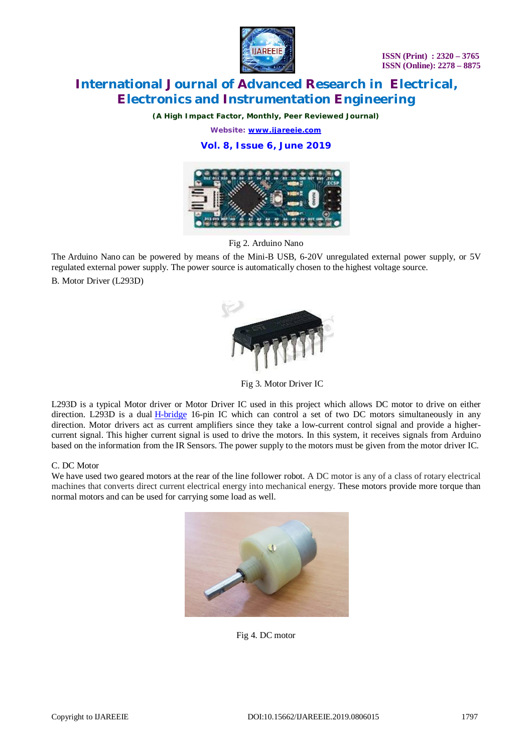Fig 2. Arduino Nano

The Arduino Nano can be powered by means of the Mini-B USB, 6-20V unregulated external power supply, or 5V regulated external power supply. The power source is automatically chosen to the highest voltage source.

B. Motor Driver (L293D)

Fig 3. Motor Driver IC

L293D is a typical Motor driver or Motor Driver IC used in this project which allows DC motor to drive on either direction. L293D is a dual H-bridge 16-pin IC which can control a set of two DC motors simultaneously in any direction. Motor drivers act as current amplifiers since they take a low-current control signal and provide a higher-current signal. This higher current signal is used to drive the motors. In this system, it receives signals from Arduino based on the information from the IR Sensors. The power supply to the motors must be given from the motor driver IC.

C. DC Motor

We have used two geared motors at the rear of the line follower robot. A DC motor is any of a class of rotary electrical machines that converts direct current electrical energy into mechanical energy. These motors provide more torque than normal motors and can be used for carrying some load as well.

Fig 4. DC motor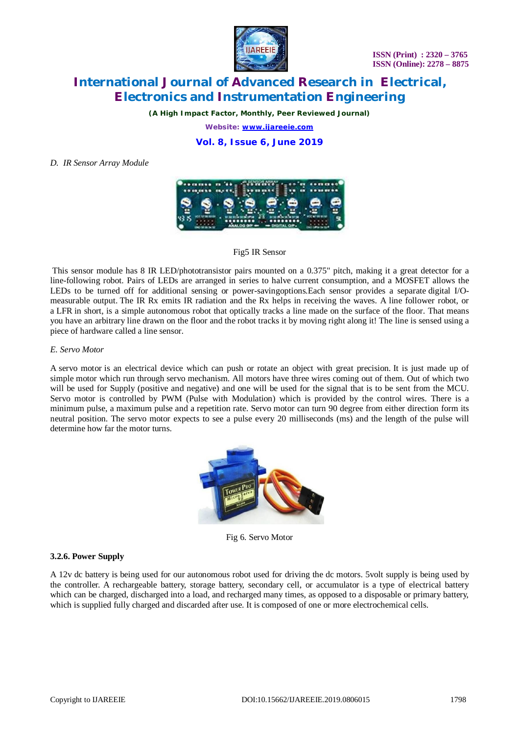*D. IR Sensor Array Module*

Fig5 IR Sensor

This sensor module has 8 IR LED/phototransistor pairs mounted on a 0.375" pitch, making it a great detector for a line-following robot. Pairs of LEDs are arranged in series to halve current consumption, and a MOSFET allows the LEDs to be turned off for additional sensing or power-savingoptions.Each sensor provides a separate digital I/O-measurable output. The IR Rx emits IR radiation and the Rx helps in receiving the waves. A line follower robot, or a LFR in short, is a simple autonomous robot that optically tracks a line made on the surface of the floor. That means you have an arbitrary line drawn on the floor and the robot tracks it by moving right along it! The line is sensed using a piece of hardware called a line sensor.

*E. Servo Motor*

A servo motor is an electrical device which can push or rotate an object with great precision. It is just made up of simple motor which run through servo mechanism. All motors have three wires coming out of them. Out of which two will be used for Supply (positive and negative) and one will be used for the signal that is to be sent from the MCU. Servo motor is controlled by PWM (Pulse with Modulation) which is provided by the control wires. There is a minimum pulse, a maximum pulse and a repetition rate. Servo motor can turn 90 degree from either direction form its neutral position. The servo motor expects to see a pulse every 20 milliseconds (ms) and the length of the pulse will determine how far the motor turns.

Fig 6. Servo Motor

**3.2.6. Power Supply**

A 12v dc battery is being used for our autonomous robot used for driving the dc motors. 5volt supply is being used by the controller. A rechargeable battery, storage battery, secondary cell, or accumulator is a type of electrical battery which can be charged, discharged into a load, and recharged many times, as opposed to a disposable or primary battery, which is supplied fully charged and discarded after use. It is composed of one or more electrochemical cells.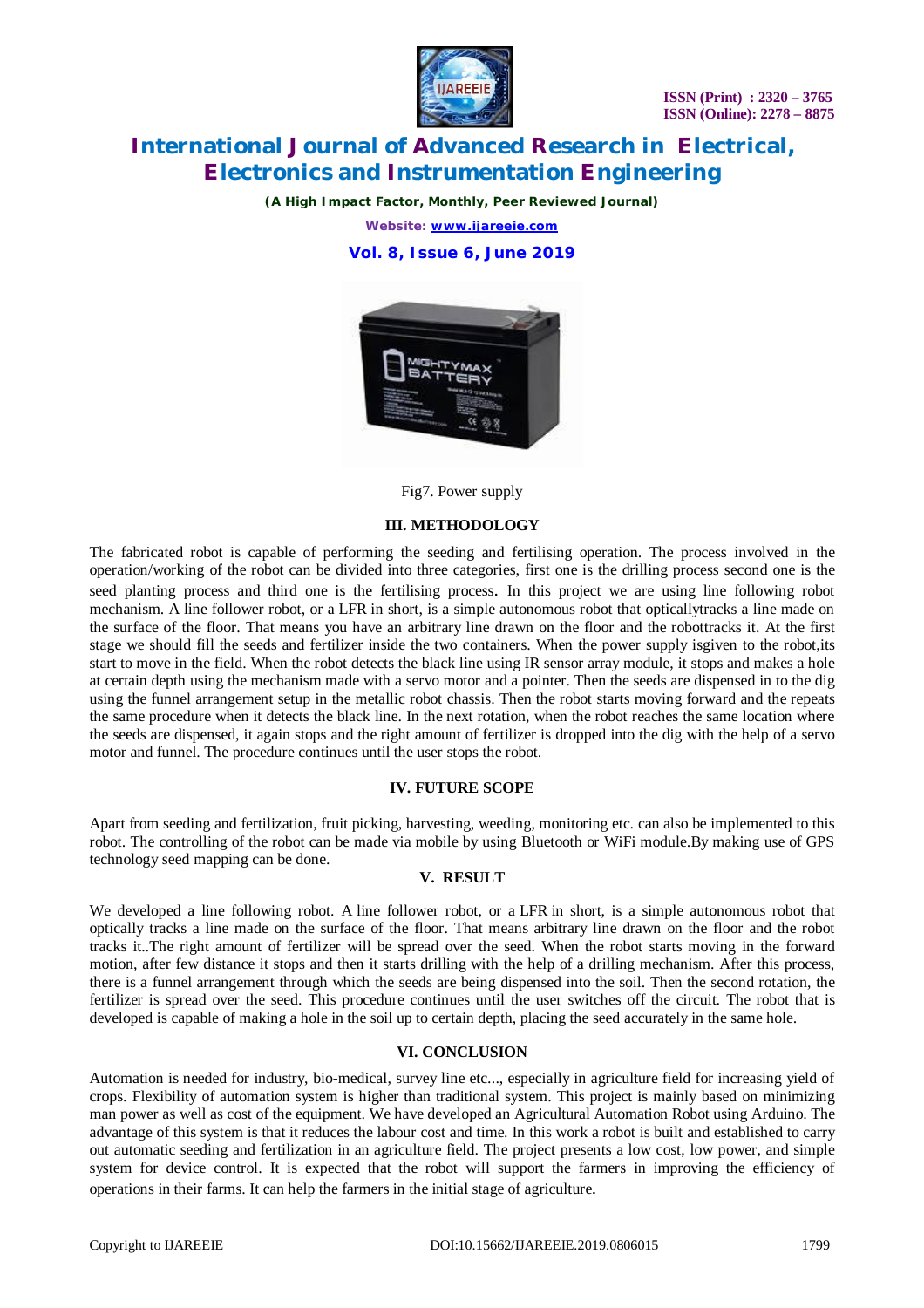Fig7. Power supply

## III. METHODOLOGY

The fabricated robot is capable of performing the seeding and fertilising operation. The process involved in the operation/working of the robot can be divided into three categories, first one is the drilling process second one is the seed planting process and third one is the fertilising process. In this project we are using line following robot mechanism. A line follower robot, or a LFR in short, is a simple autonomous robot that opticallytracks a line made on the surface of the floor. That means you have an arbitrary line drawn on the floor and the robottracks it. At the first stage we should fill the seeds and fertilizer inside the two containers. When the power supply isgiven to the robot,its start to move in the field. When the robot detects the black line using IR sensor array module, it stops and makes a hole at certain depth using the mechanism made with a servo motor and a pointer. Then the seeds are dispensed in to the dig using the funnel arrangement setup in the metallic robot chassis. Then the robot starts moving forward and the repeats the same procedure when it detects the black line. In the next rotation, when the robot reaches the same location where the seeds are dispensed, it again stops and the right amount of fertilizer is dropped into the dig with the help of a servo motor and funnel. The procedure continues until the user stops the robot.

## IV. FUTURE SCOPE

Apart from seeding and fertilization, fruit picking, harvesting, weeding, monitoring etc. can also be implemented to this robot. The controlling of the robot can be made via mobile by using Bluetooth or WiFi module.By making use of GPS technology seed mapping can be done.

## V. RESULT

We developed a line following robot. A line follower robot, or a LFR in short, is a simple autonomous robot that optically tracks a line made on the surface of the floor. That means arbitrary line drawn on the floor and the robot tracks it..The right amount of fertilizer will be spread over the seed. When the robot starts moving in the forward motion, after few distance it stops and then it starts drilling with the help of a drilling mechanism. After this process, there is a funnel arrangement through which the seeds are being dispensed into the soil. Then the second rotation, the fertilizer is spread over the seed. This procedure continues until the user switches off the circuit. The robot that is developed is capable of making a hole in the soil up to certain depth, placing the seed accurately in the same hole.

## VI. CONCLUSION

Automation is needed for industry, bio-medical, survey line etc..., especially in agriculture field for increasing yield of crops. Flexibility of automation system is higher than traditional system. This project is mainly based on minimizing man power as well as cost of the equipment. We have developed an Agricultural Automation Robot using Arduino. The advantage of this system is that it reduces the labour cost and time. In this work a robot is built and established to carry out automatic seeding and fertilization in an agriculture field. The project presents a low cost, low power, and simple system for device control. It is expected that the robot will support the farmers in improving the efficiency of operations in their farms. It can help the farmers in the initial stage of agriculture.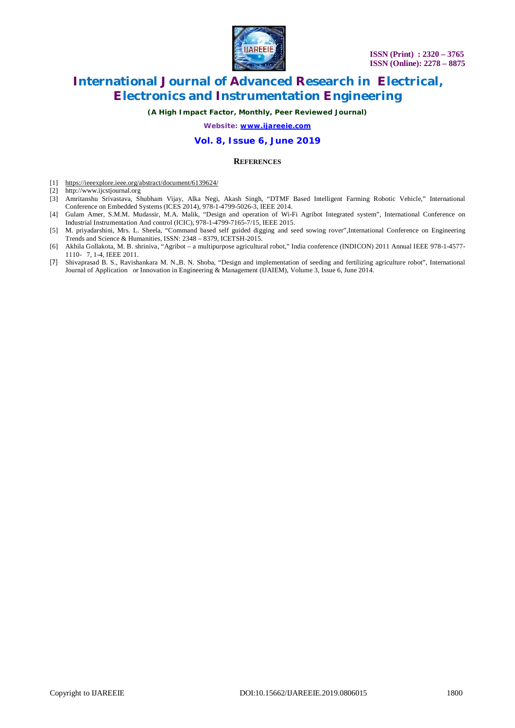## REFERENCES

[1] https://ieeexplore.ieee.org/abstract/document/6139624/

[2] http://www.ijcstjournal.org

[3] Amritanshu Srivastava, Shubham Vijay, Alka Negi, Akash Singh, "DTMF Based Intelligent Farming Robotic Vehicle," International Conference on Embedded Systems (ICES 2014), 978-1-4799-5026-3, IEEE 2014.

[4] Gulam Amer, S.M.M. Mudassir, M.A. Malik, "Design and operation of Wi-Fi Agribot Integrated system", International Conference on Industrial Instrumentation And control (ICIC), 978-1-4799-7165-7/15, IEEE 2015.

[5] M. priyadarshini, Mrs. L. Sheela, "Command based self guided digging and seed sowing rover",International Conference on Engineering Trends and Science & Humanities, ISSN: 2348 – 8379, ICETSH-2015.

[6] Akhila Gollakota, M. B. shriniva, "Agribot – a multipurpose agricultural robot," India conference (INDICON) 2011 Annual IEEE 978-1-4577-1110- 7, 1-4, IEEE 2011.

[7] Shivaprasad B. S., Ravishankara M. N.,B. N. Shoba, "Design and implementation of seeding and fertilizing agriculture robot", International Journal of Application or Innovation in Engineering & Management (IJAIEM), Volume 3, Issue 6, June 2014.